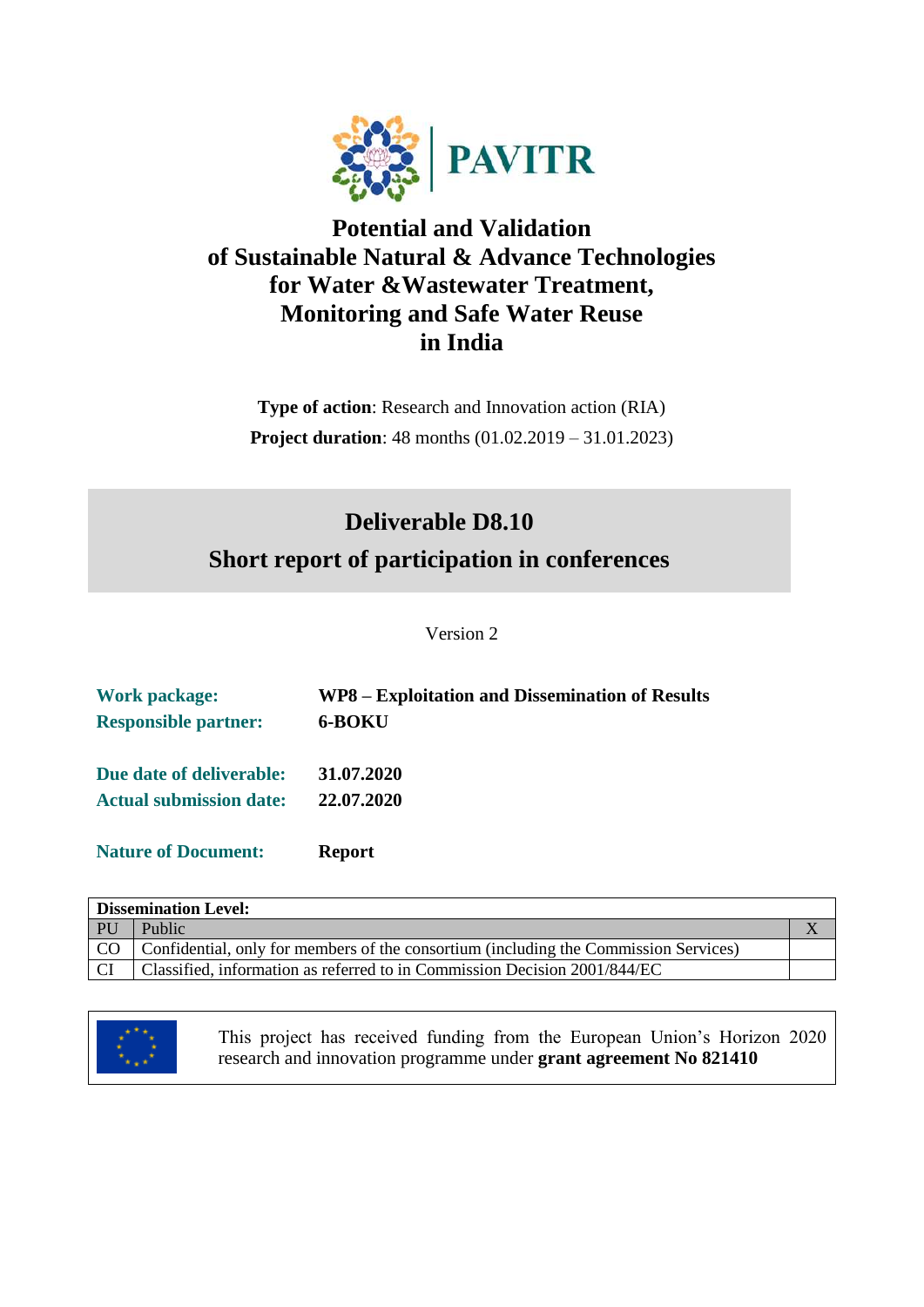PAVITR

# Potential and Validation of Sustainable Natural & Advance Technologies for Water &Wastewater Treatment, Monitoring and Safe Water Reuse in India

**Type of action**: Research and Innovation action (RIA)

**Project duration**: 48 months (01.02.2019 – 31.01.2023)

## Deliverable D8.10
## Short report of participation in conferences

Version 2

| | |
|---|---|
| **Work package:** | **WP8 – Exploitation and Dissemination of Results** |
| **Responsible partner:** | **6-BOKU** |
| **Due date of deliverable:** | **31.07.2020** |
| **Actual submission date:** | **22.07.2020** |
| **Nature of Document:** | **Report** |

| **Dissemination Level:** | | |
|---|---|---|
| PU | Public | X |
| CO | Confidential, only for members of the consortium (including the Commission Services) | |
| CI | Classified, information as referred to in Commission Decision 2001/844/EC | |

This project has received funding from the European Union's Horizon 2020 research and innovation programme under **grant agreement No 821410**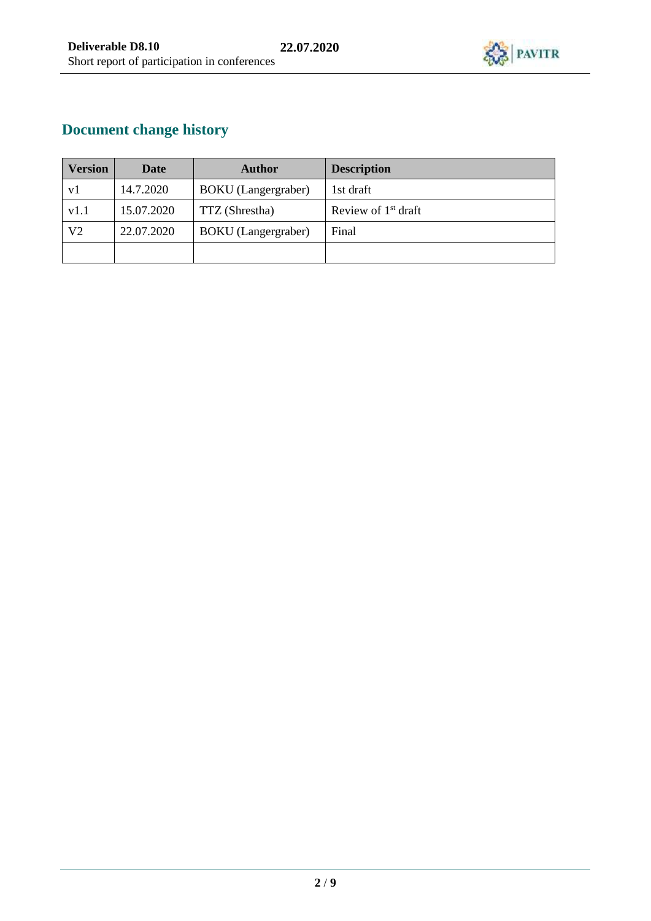## Document change history

| Version | Date | Author | Description |
|---|---|---|---|
| v1 | 14.7.2020 | BOKU (Langergraber) | 1st draft |
| v1.1 | 15.07.2020 | TTZ (Shrestha) | Review of 1st draft |
| V2 | 22.07.2020 | BOKU (Langergraber) | Final |
| | | | |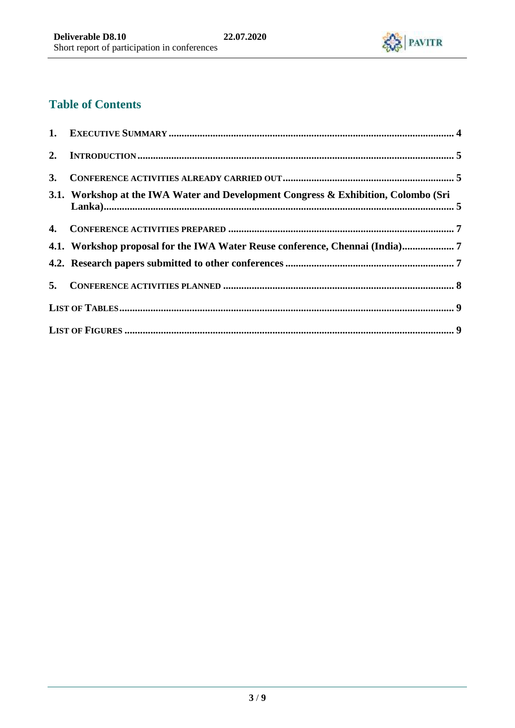## Table of Contents

1. EXECUTIVE SUMMARY ..... 4
2. INTRODUCTION ..... 5
3. CONFERENCE ACTIVITIES ALREADY CARRIED OUT ..... 5
   - 3.1. Workshop at the IWA Water and Development Congress & Exhibition, Colombo (Sri Lanka) ..... 5
4. CONFERENCE ACTIVITIES PREPARED ..... 7
   - 4.1. Workshop proposal for the IWA Water Reuse conference, Chennai (India) ..... 7
   - 4.2. Research papers submitted to other conferences ..... 7
5. CONFERENCE ACTIVITIES PLANNED ..... 8

LIST OF TABLES ..... 9

LIST OF FIGURES ..... 9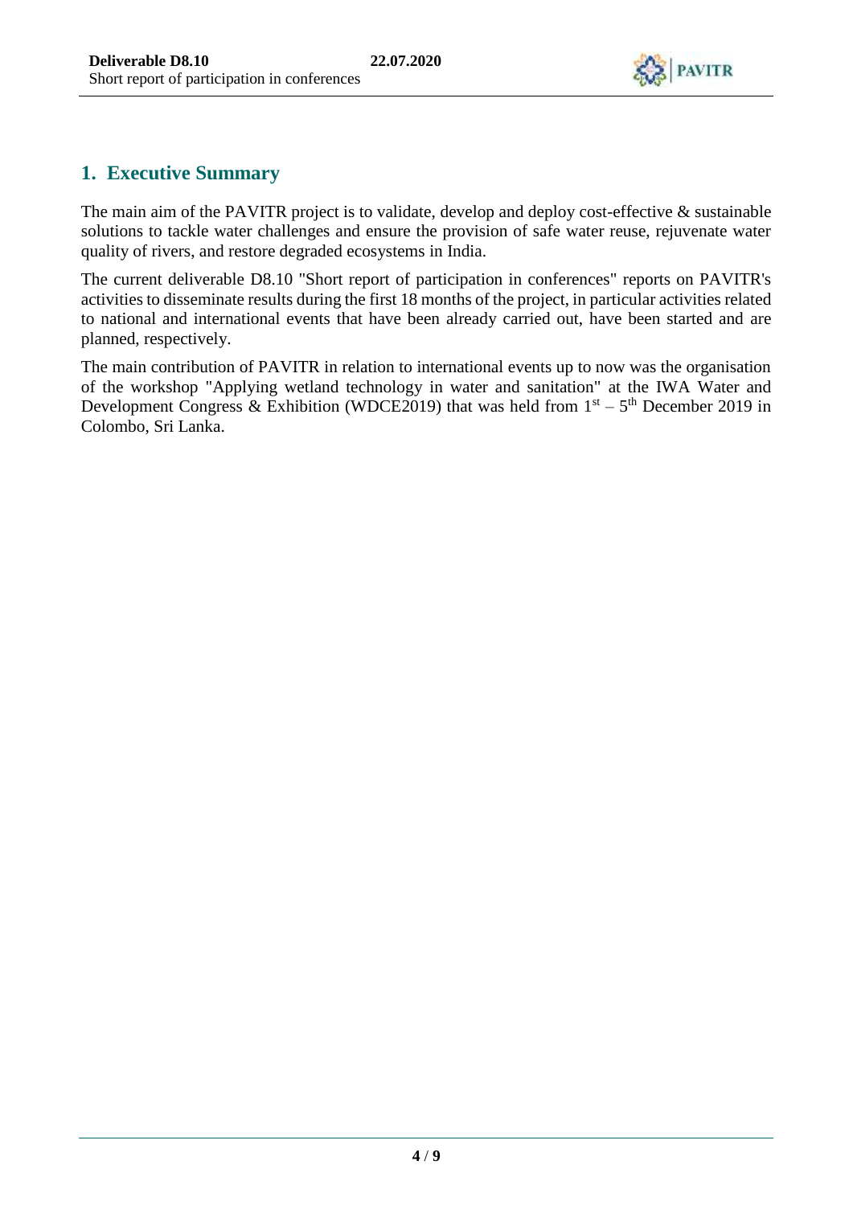## 1. Executive Summary

The main aim of the PAVITR project is to validate, develop and deploy cost-effective & sustainable solutions to tackle water challenges and ensure the provision of safe water reuse, rejuvenate water quality of rivers, and restore degraded ecosystems in India.

The current deliverable D8.10 "Short report of participation in conferences" reports on PAVITR's activities to disseminate results during the first 18 months of the project, in particular activities related to national and international events that have been already carried out, have been started and are planned, respectively.

The main contribution of PAVITR in relation to international events up to now was the organisation of the workshop "Applying wetland technology in water and sanitation" at the IWA Water and Development Congress & Exhibition (WDCE2019) that was held from 1st – 5th December 2019 in Colombo, Sri Lanka.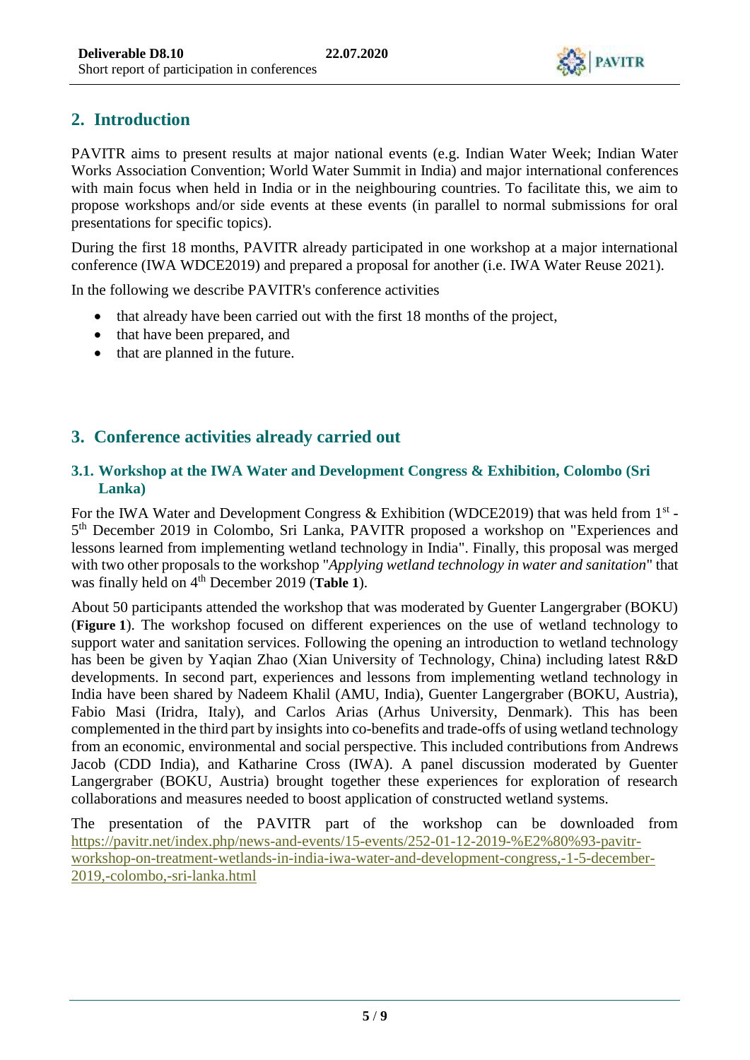## 2. Introduction

PAVITR aims to present results at major national events (e.g. Indian Water Week; Indian Water Works Association Convention; World Water Summit in India) and major international conferences with main focus when held in India or in the neighbouring countries. To facilitate this, we aim to propose workshops and/or side events at these events (in parallel to normal submissions for oral presentations for specific topics).

During the first 18 months, PAVITR already participated in one workshop at a major international conference (IWA WDCE2019) and prepared a proposal for another (i.e. IWA Water Reuse 2021).

In the following we describe PAVITR's conference activities

- that already have been carried out with the first 18 months of the project,
- that have been prepared, and
- that are planned in the future.

## 3. Conference activities already carried out

### 3.1. Workshop at the IWA Water and Development Congress & Exhibition, Colombo (Sri Lanka)

For the IWA Water and Development Congress & Exhibition (WDCE2019) that was held from 1st - 5th December 2019 in Colombo, Sri Lanka, PAVITR proposed a workshop on "Experiences and lessons learned from implementing wetland technology in India". Finally, this proposal was merged with two other proposals to the workshop "*Applying wetland technology in water and sanitation*" that was finally held on 4th December 2019 (**Table 1**).

About 50 participants attended the workshop that was moderated by Guenter Langergraber (BOKU) (**Figure 1**). The workshop focused on different experiences on the use of wetland technology to support water and sanitation services. Following the opening an introduction to wetland technology has been be given by Yaqian Zhao (Xian University of Technology, China) including latest R&D developments. In second part, experiences and lessons from implementing wetland technology in India have been shared by Nadeem Khalil (AMU, India), Guenter Langergraber (BOKU, Austria), Fabio Masi (Iridra, Italy), and Carlos Arias (Arhus University, Denmark). This has been complemented in the third part by insights into co-benefits and trade-offs of using wetland technology from an economic, environmental and social perspective. This included contributions from Andrews Jacob (CDD India), and Katharine Cross (IWA). A panel discussion moderated by Guenter Langergraber (BOKU, Austria) brought together these experiences for exploration of research collaborations and measures needed to boost application of constructed wetland systems.

The presentation of the PAVITR part of the workshop can be downloaded from https://pavitr.net/index.php/news-and-events/15-events/252-01-12-2019-%E2%80%93-pavitr-workshop-on-treatment-wetlands-in-india-iwa-water-and-development-congress,-1-5-december-2019,-colombo,-sri-lanka.html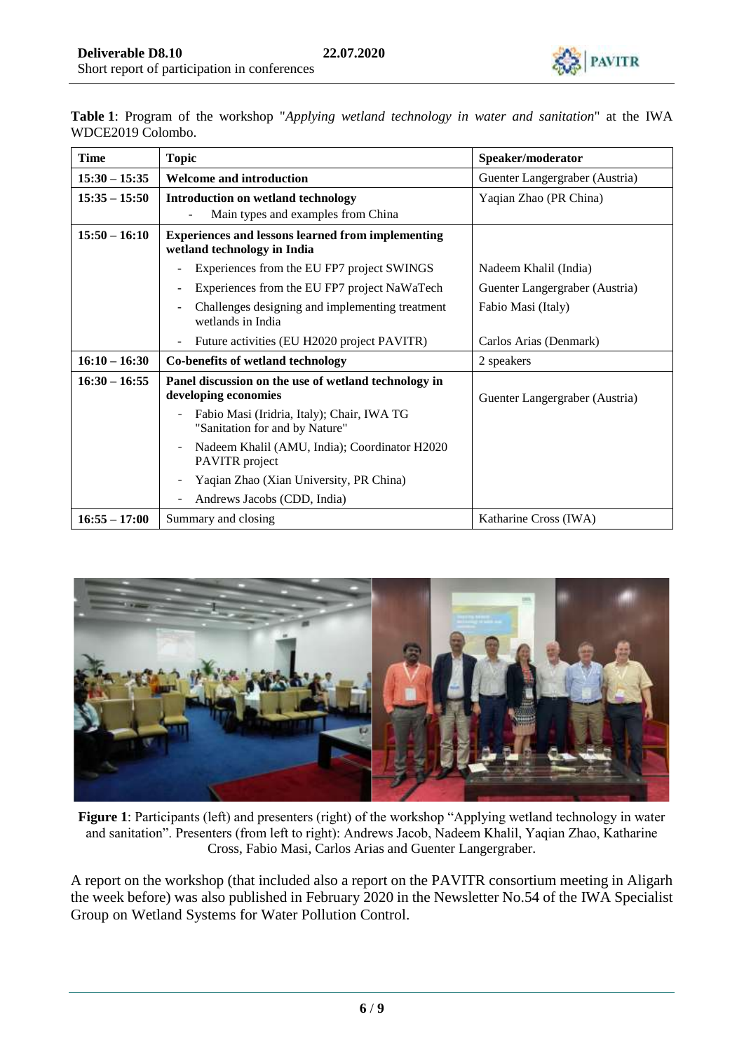**Table 1**: Program of the workshop "*Applying wetland technology in water and sanitation*" at the IWA WDCE2019 Colombo.

| Time | Topic | Speaker/moderator |
|---|---|---|
| **15:30 – 15:35** | **Welcome and introduction** | Guenter Langergraber (Austria) |
| **15:35 – 15:50** | **Introduction on wetland technology**<br>- Main types and examples from China | Yaqian Zhao (PR China) |
| **15:50 – 16:10** | **Experiences and lessons learned from implementing wetland technology in India** | |
| | - Experiences from the EU FP7 project SWINGS | Nadeem Khalil (India) |
| | - Experiences from the EU FP7 project NaWaTech | Guenter Langergraber (Austria) |
| | - Challenges designing and implementing treatment wetlands in India | Fabio Masi (Italy) |
| | - Future activities (EU H2020 project PAVITR) | Carlos Arias (Denmark) |
| **16:10 – 16:30** | **Co-benefits of wetland technology** | 2 speakers |
| **16:30 – 16:55** | **Panel discussion on the use of wetland technology in developing economies**<br>- Fabio Masi (Iridria, Italy); Chair, IWA TG "Sanitation for and by Nature"<br>- Nadeem Khalil (AMU, India); Coordinator H2020 PAVITR project<br>- Yaqian Zhao (Xian University, PR China)<br>- Andrews Jacobs (CDD, India) | Guenter Langergraber (Austria) |
| **16:55 – 17:00** | Summary and closing | Katharine Cross (IWA) |

**Figure 1**: Participants (left) and presenters (right) of the workshop "Applying wetland technology in water and sanitation". Presenters (from left to right): Andrews Jacob, Nadeem Khalil, Yaqian Zhao, Katharine Cross, Fabio Masi, Carlos Arias and Guenter Langergraber.

A report on the workshop (that included also a report on the PAVITR consortium meeting in Aligarh the week before) was also published in February 2020 in the Newsletter No.54 of the IWA Specialist Group on Wetland Systems for Water Pollution Control.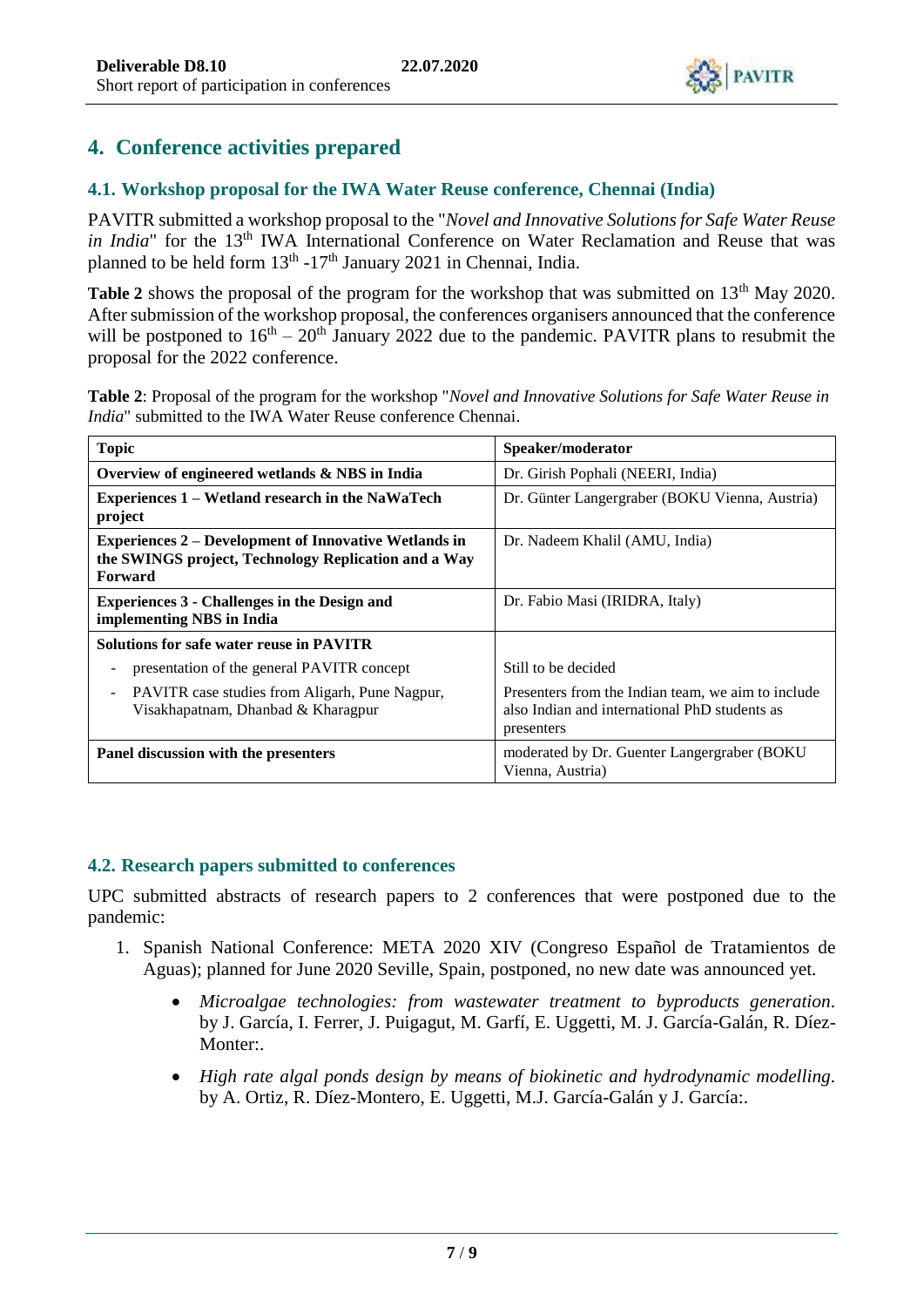## 4. Conference activities prepared

### 4.1. Workshop proposal for the IWA Water Reuse conference, Chennai (India)

PAVITR submitted a workshop proposal to the "*Novel and Innovative Solutions for Safe Water Reuse in India*" for the 13th IWA International Conference on Water Reclamation and Reuse that was planned to be held form 13th -17th January 2021 in Chennai, India.

**Table 2** shows the proposal of the program for the workshop that was submitted on 13th May 2020. After submission of the workshop proposal, the conferences organisers announced that the conference will be postponed to 16th – 20th January 2022 due to the pandemic. PAVITR plans to resubmit the proposal for the 2022 conference.

**Table 2**: Proposal of the program for the workshop "*Novel and Innovative Solutions for Safe Water Reuse in India*" submitted to the IWA Water Reuse conference Chennai.

| Topic | Speaker/moderator |
|---|---|
| **Overview of engineered wetlands & NBS in India** | Dr. Girish Pophali (NEERI, India) |
| **Experiences 1 – Wetland research in the NaWaTech project** | Dr. Günter Langergraber (BOKU Vienna, Austria) |
| **Experiences 2 – Development of Innovative Wetlands in the SWINGS project, Technology Replication and a Way Forward** | Dr. Nadeem Khalil (AMU, India) |
| **Experiences 3 - Challenges in the Design and implementing NBS in India** | Dr. Fabio Masi (IRIDRA, Italy) |
| **Solutions for safe water reuse in PAVITR** | |
| - presentation of the general PAVITR concept | Still to be decided |
| - PAVITR case studies from Aligarh, Pune Nagpur, Visakhapatnam, Dhanbad & Kharagpur | Presenters from the Indian team, we aim to include also Indian and international PhD students as presenters |
| **Panel discussion with the presenters** | moderated by Dr. Guenter Langergraber (BOKU Vienna, Austria) |

### 4.2. Research papers submitted to conferences

UPC submitted abstracts of research papers to 2 conferences that were postponed due to the pandemic:

1. Spanish National Conference: META 2020 XIV (Congreso Español de Tratamientos de Aguas); planned for June 2020 Seville, Spain, postponed, no new date was announced yet.
    - *Microalgae technologies: from wastewater treatment to byproducts generation*. by J. García, I. Ferrer, J. Puigagut, M. Garfí, E. Uggetti, M. J. García-Galán, R. Díez-Monter:.
    - *High rate algal ponds design by means of biokinetic and hydrodynamic modelling*. by A. Ortiz, R. Díez-Montero, E. Uggetti, M.J. García-Galán y J. García:.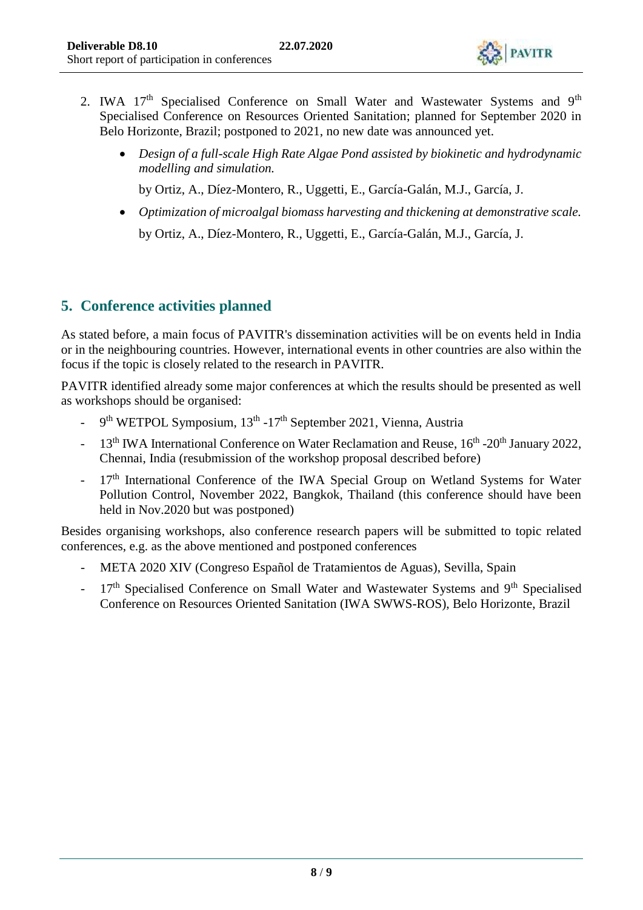2. IWA 17th Specialised Conference on Small Water and Wastewater Systems and 9th Specialised Conference on Resources Oriented Sanitation; planned for September 2020 in Belo Horizonte, Brazil; postponed to 2021, no new date was announced yet.

    - *Design of a full-scale High Rate Algae Pond assisted by biokinetic and hydrodynamic modelling and simulation.*

      by Ortiz, A., Díez-Montero, R., Uggetti, E., García-Galán, M.J., García, J.

    - *Optimization of microalgal biomass harvesting and thickening at demonstrative scale.*

      by Ortiz, A., Díez-Montero, R., Uggetti, E., García-Galán, M.J., García, J.

## 5. Conference activities planned

As stated before, a main focus of PAVITR's dissemination activities will be on events held in India or in the neighbouring countries. However, international events in other countries are also within the focus if the topic is closely related to the research in PAVITR.

PAVITR identified already some major conferences at which the results should be presented as well as workshops should be organised:

- 9th WETPOL Symposium, 13th -17th September 2021, Vienna, Austria
- 13th IWA International Conference on Water Reclamation and Reuse, 16th -20th January 2022, Chennai, India (resubmission of the workshop proposal described before)
- 17th International Conference of the IWA Special Group on Wetland Systems for Water Pollution Control, November 2022, Bangkok, Thailand (this conference should have been held in Nov.2020 but was postponed)

Besides organising workshops, also conference research papers will be submitted to topic related conferences, e.g. as the above mentioned and postponed conferences

- META 2020 XIV (Congreso Español de Tratamientos de Aguas), Sevilla, Spain
- 17th Specialised Conference on Small Water and Wastewater Systems and 9th Specialised Conference on Resources Oriented Sanitation (IWA SWWS-ROS), Belo Horizonte, Brazil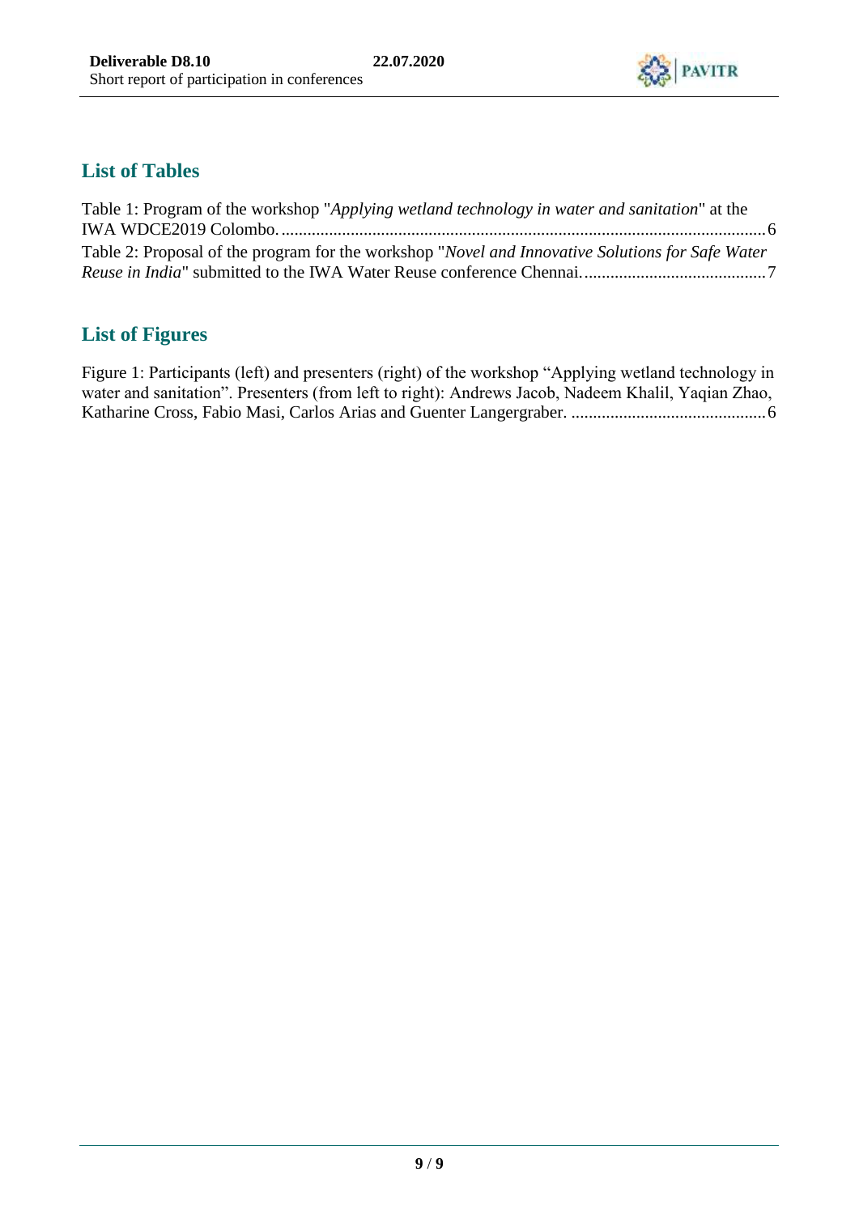## List of Tables

Table 1: Program of the workshop "*Applying wetland technology in water and sanitation*" at the IWA WDCE2019 Colombo. ........................................................................................................ 6

Table 2: Proposal of the program for the workshop "*Novel and Innovative Solutions for Safe Water Reuse in India*" submitted to the IWA Water Reuse conference Chennai. ........................................ 7

## List of Figures

Figure 1: Participants (left) and presenters (right) of the workshop "Applying wetland technology in water and sanitation". Presenters (from left to right): Andrews Jacob, Nadeem Khalil, Yaqian Zhao, Katharine Cross, Fabio Masi, Carlos Arias and Guenter Langergraber. ........................................ 6